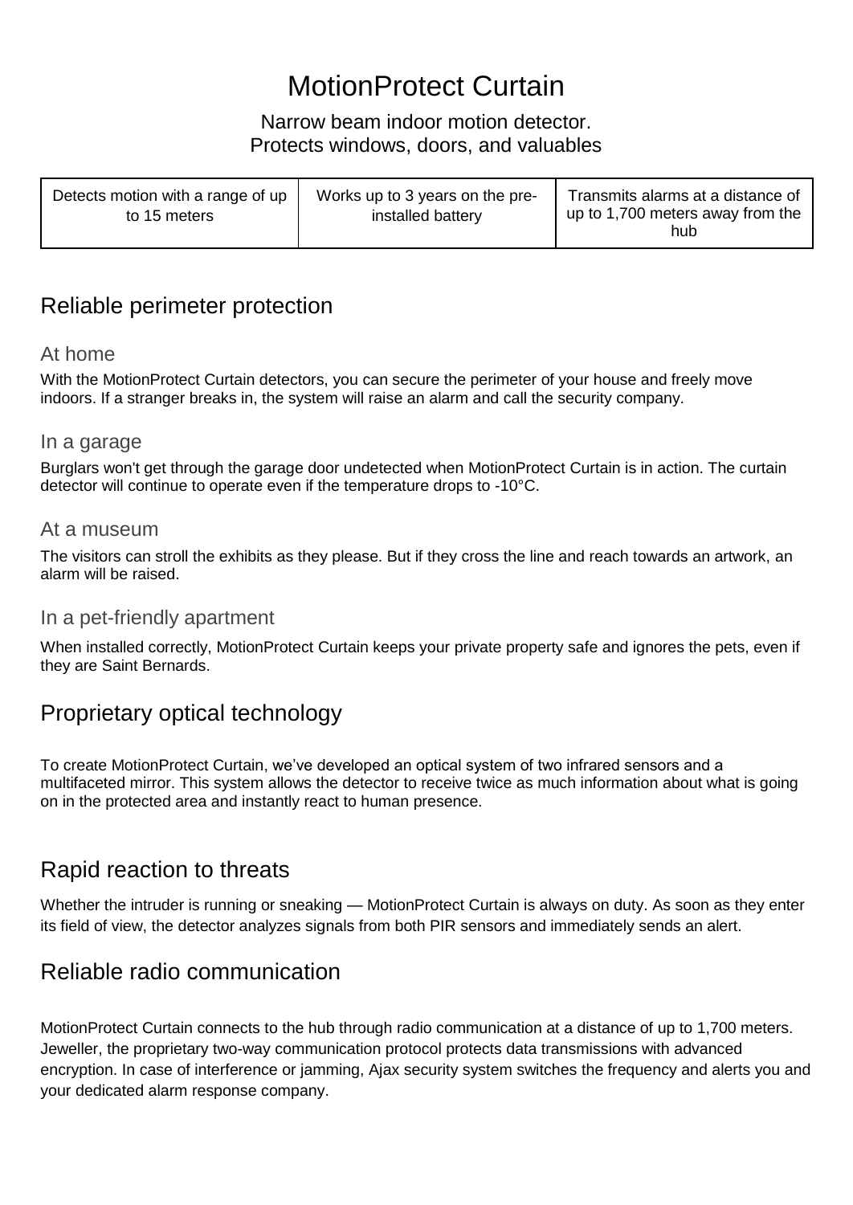# MotionProtect Curtain

Narrow beam indoor motion detector.
Protects windows, doors, and valuables

| Detects motion with a range of up to 15 meters | Works up to 3 years on the pre-installed battery | Transmits alarms at a distance of up to 1,700 meters away from the hub |
|---|---|---|

## Reliable perimeter protection

### At home

With the MotionProtect Curtain detectors, you can secure the perimeter of your house and freely move indoors. If a stranger breaks in, the system will raise an alarm and call the security company.

### In a garage

Burglars won't get through the garage door undetected when MotionProtect Curtain is in action. The curtain detector will continue to operate even if the temperature drops to -10°C.

### At a museum

The visitors can stroll the exhibits as they please. But if they cross the line and reach towards an artwork, an alarm will be raised.

### In a pet-friendly apartment

When installed correctly, MotionProtect Curtain keeps your private property safe and ignores the pets, even if they are Saint Bernards.

## Proprietary optical technology

To create MotionProtect Curtain, we've developed an optical system of two infrared sensors and a multifaceted mirror. This system allows the detector to receive twice as much information about what is going on in the protected area and instantly react to human presence.

## Rapid reaction to threats

Whether the intruder is running or sneaking — MotionProtect Curtain is always on duty. As soon as they enter its field of view, the detector analyzes signals from both PIR sensors and immediately sends an alert.

## Reliable radio communication

MotionProtect Curtain connects to the hub through radio communication at a distance of up to 1,700 meters. Jeweller, the proprietary two-way communication protocol protects data transmissions with advanced encryption. In case of interference or jamming, Ajax security system switches the frequency and alerts you and your dedicated alarm response company.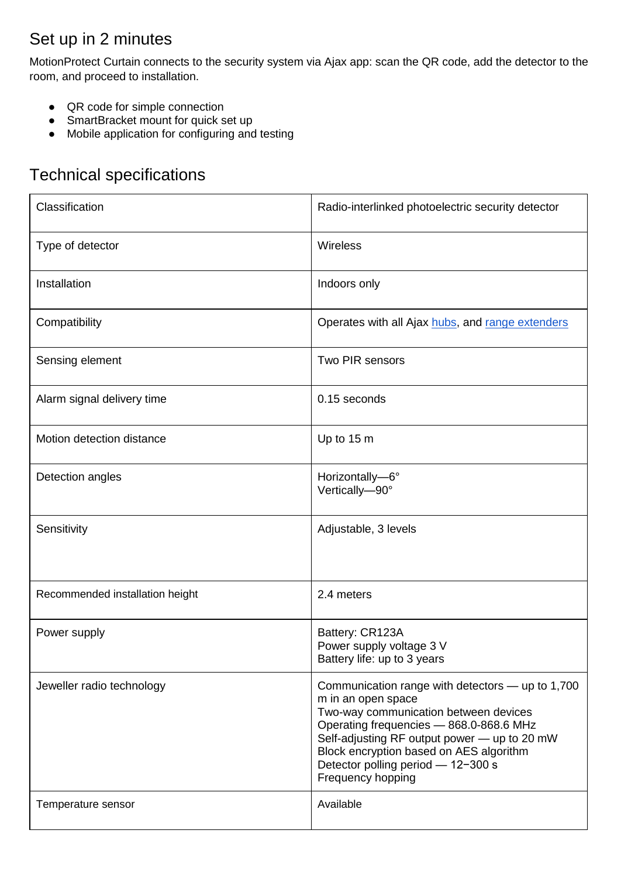## Set up in 2 minutes

MotionProtect Curtain connects to the security system via Ajax app: scan the QR code, add the detector to the room, and proceed to installation.

- QR code for simple connection
- SmartBracket mount for quick set up
- Mobile application for configuring and testing

## Technical specifications

| | |
|---|---|
| Classification | Radio-interlinked photoelectric security detector |
| Type of detector | Wireless |
| Installation | Indoors only |
| Compatibility | Operates with all Ajax hubs, and range extenders |
| Sensing element | Two PIR sensors |
| Alarm signal delivery time | 0.15 seconds |
| Motion detection distance | Up to 15 m |
| Detection angles | Horizontally—6°<br>Vertically—90° |
| Sensitivity | Adjustable, 3 levels |
| Recommended installation height | 2.4 meters |
| Power supply | Battery: CR123A<br>Power supply voltage 3 V<br>Battery life: up to 3 years |
| Jeweller radio technology | Communication range with detectors — up to 1,700 m in an open space<br>Two-way communication between devices<br>Operating frequencies — 868.0-868.6 MHz<br>Self-adjusting RF output power — up to 20 mW<br>Block encryption based on AES algorithm<br>Detector polling period — 12−300 s<br>Frequency hopping |
| Temperature sensor | Available |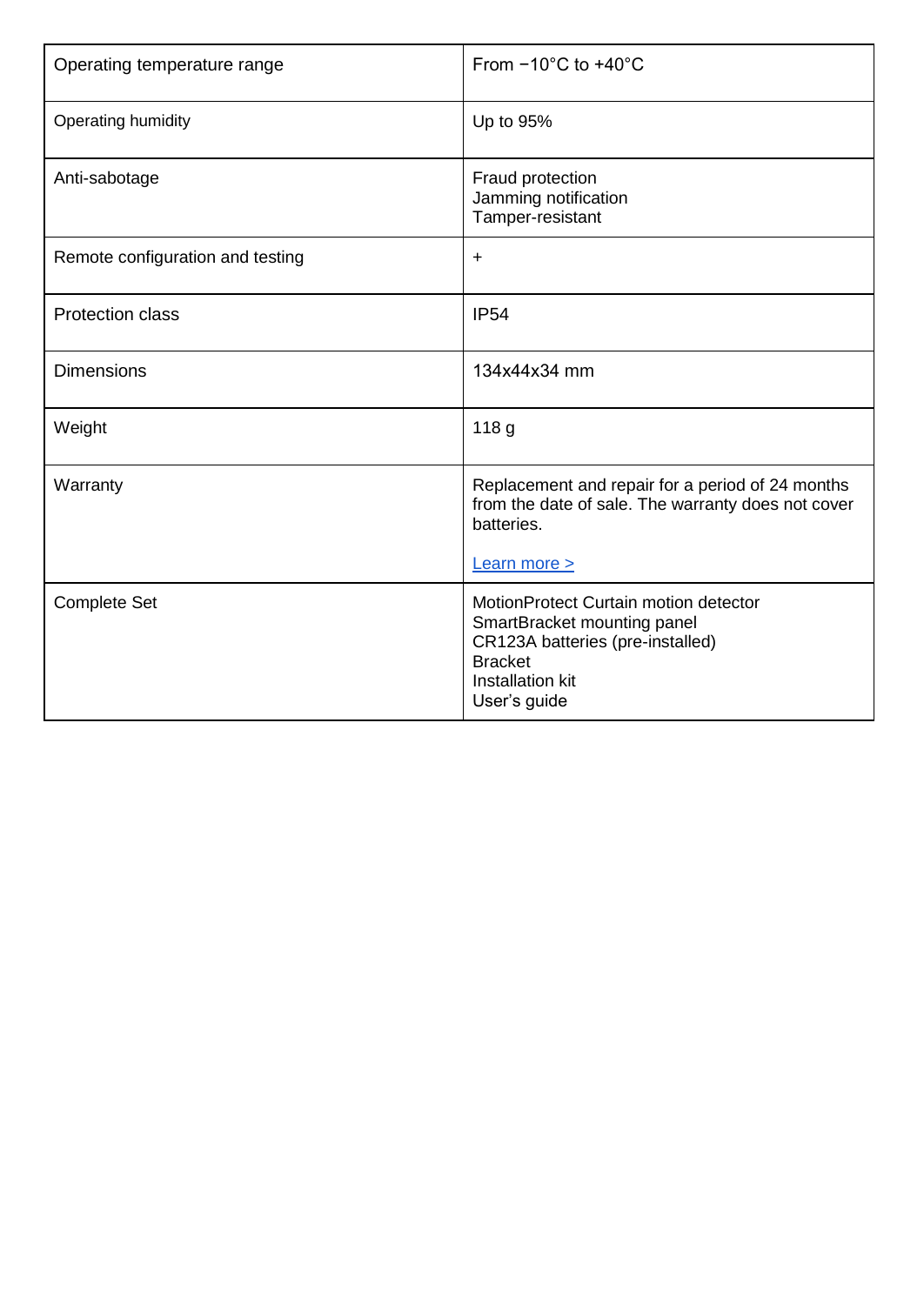| | |
|---|---|
| Operating temperature range | From −10°C to +40°C |
| Operating humidity | Up to 95% |
| Anti-sabotage | Fraud protection<br>Jamming notification<br>Tamper-resistant |
| Remote configuration and testing | + |
| Protection class | IP54 |
| Dimensions | 134x44x34 mm |
| Weight | 118 g |
| Warranty | Replacement and repair for a period of 24 months from the date of sale. The warranty does not cover batteries.<br><br>Learn more > |
| Complete Set | MotionProtect Curtain motion detector<br>SmartBracket mounting panel<br>CR123A batteries (pre-installed)<br>Bracket<br>Installation kit<br>User's guide |